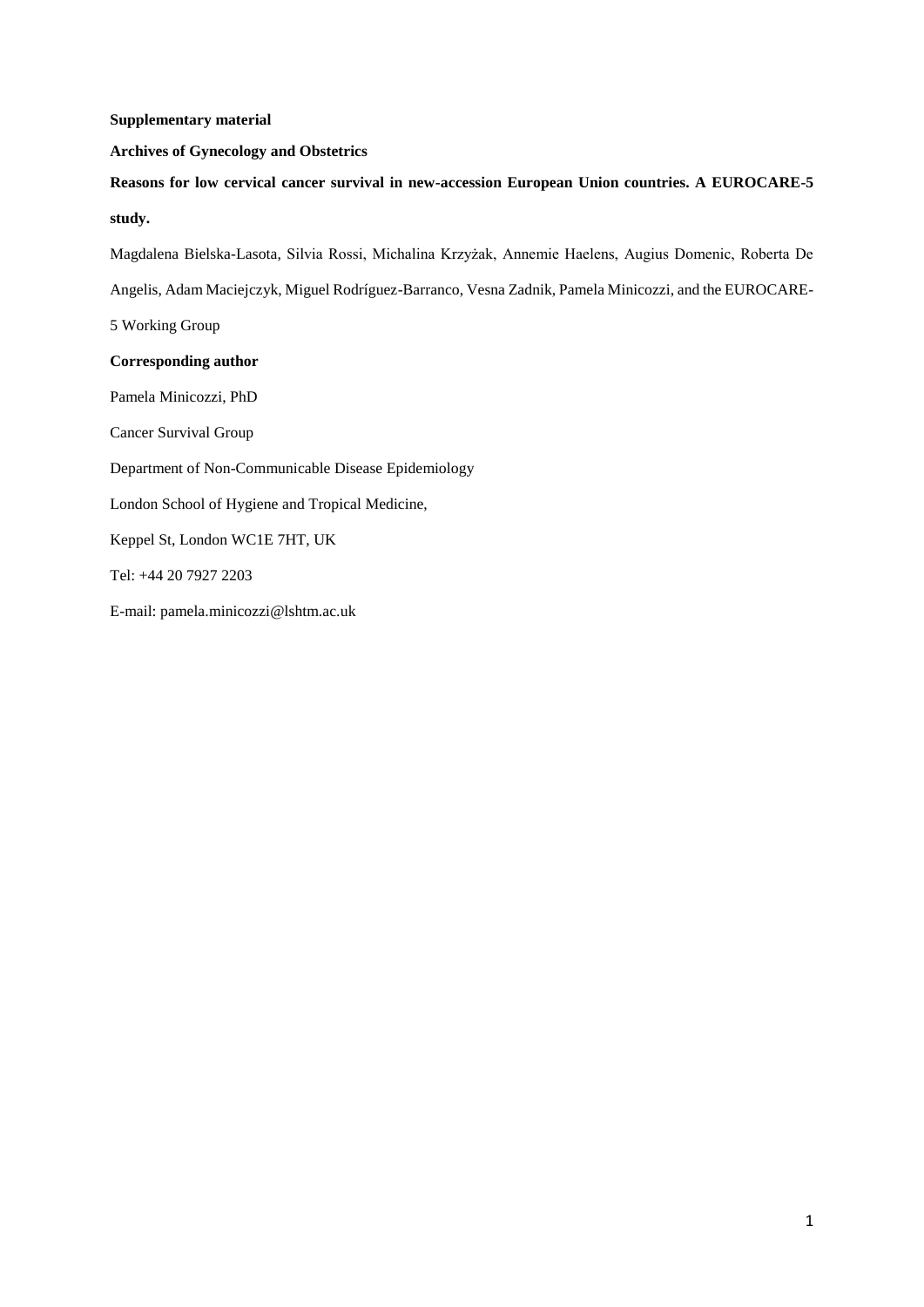**Supplementary material**

**Archives of Gynecology and Obstetrics**

**Reasons for low cervical cancer survival in new-accession European Union countries. A EUROCARE-5 study.**

Magdalena Bielska-Lasota, Silvia Rossi, Michalina Krzyżak, Annemie Haelens, Augius Domenic, Roberta De Angelis, Adam Maciejczyk, Miguel Rodríguez-Barranco, Vesna Zadnik, Pamela Minicozzi, and the EUROCARE-5 Working Group

**Corresponding author**

Pamela Minicozzi, PhD

Cancer Survival Group

Department of Non-Communicable Disease Epidemiology

London School of Hygiene and Tropical Medicine,

Keppel St, London WC1E 7HT, UK

Tel: +44 20 7927 2203

E-mail: pamela.minicozzi@lshtm.ac.uk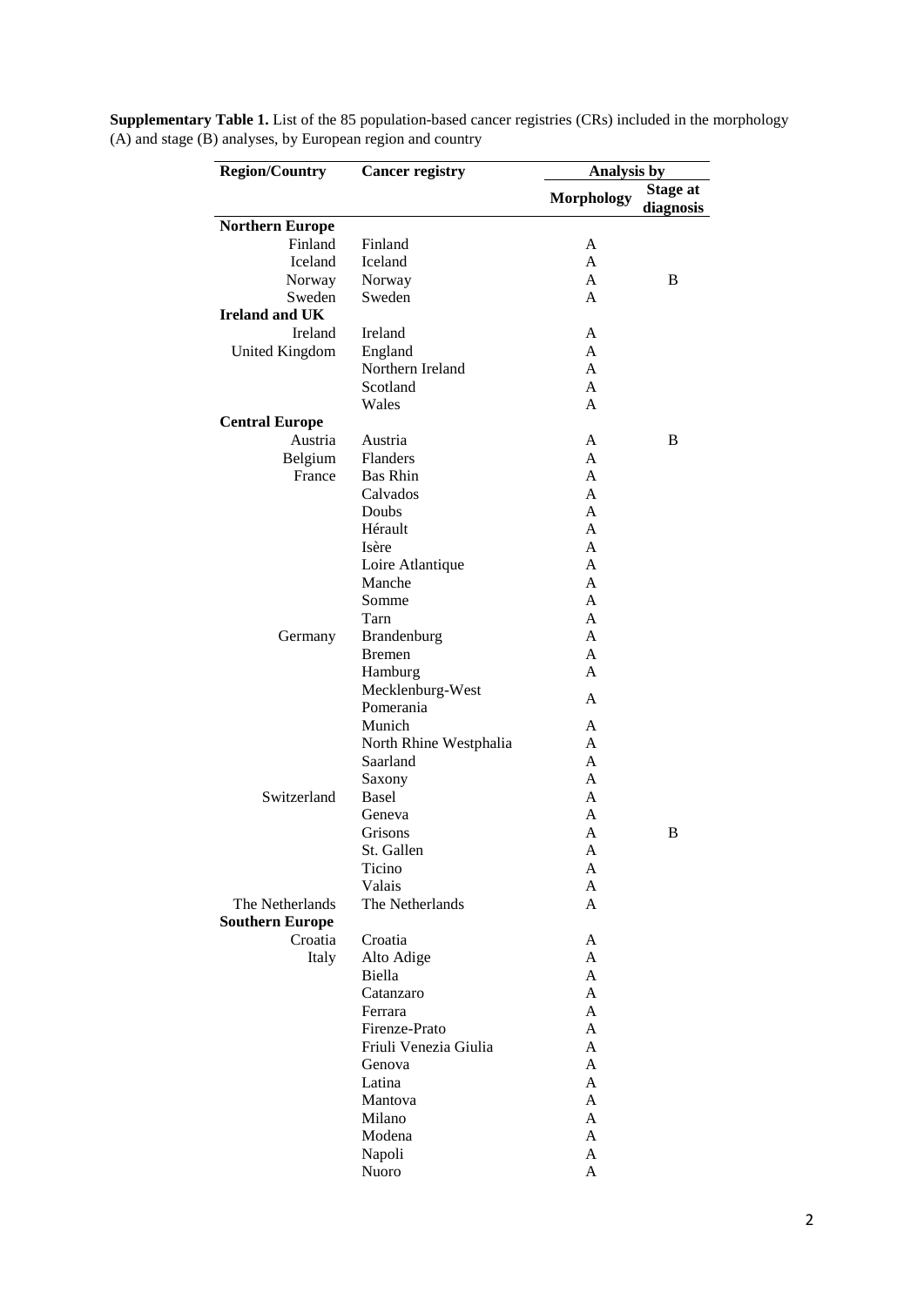**Supplementary Table 1.** List of the 85 population-based cancer registries (CRs) included in the morphology (A) and stage (B) analyses, by European region and country

| Region/Country | Cancer registry | Analysis by | |
|---|---|---|---|
| | | Morphology | Stage at diagnosis |
| **Northern Europe** | | | |
| Finland | Finland | A | |
| Iceland | Iceland | A | |
| Norway | Norway | A | B |
| Sweden | Sweden | A | |
| **Ireland and UK** | | | |
| Ireland | Ireland | A | |
| United Kingdom | England | A | |
| | Northern Ireland | A | |
| | Scotland | A | |
| | Wales | A | |
| **Central Europe** | | | |
| Austria | Austria | A | B |
| Belgium | Flanders | A | |
| France | Bas Rhin | A | |
| | Calvados | A | |
| | Doubs | A | |
| | Hérault | A | |
| | Isère | A | |
| | Loire Atlantique | A | |
| | Manche | A | |
| | Somme | A | |
| | Tarn | A | |
| Germany | Brandenburg | A | |
| | Bremen | A | |
| | Hamburg | A | |
| | Mecklenburg-West Pomerania | A | |
| | Munich | A | |
| | North Rhine Westphalia | A | |
| | Saarland | A | |
| | Saxony | A | |
| Switzerland | Basel | A | |
| | Geneva | A | |
| | Grisons | A | B |
| | St. Gallen | A | |
| | Ticino | A | |
| | Valais | A | |
| The Netherlands | The Netherlands | A | |
| **Southern Europe** | | | |
| Croatia | Croatia | A | |
| Italy | Alto Adige | A | |
| | Biella | A | |
| | Catanzaro | A | |
| | Ferrara | A | |
| | Firenze-Prato | A | |
| | Friuli Venezia Giulia | A | |
| | Genova | A | |
| | Latina | A | |
| | Mantova | A | |
| | Milano | A | |
| | Modena | A | |
| | Napoli | A | |
| | Nuoro | A | |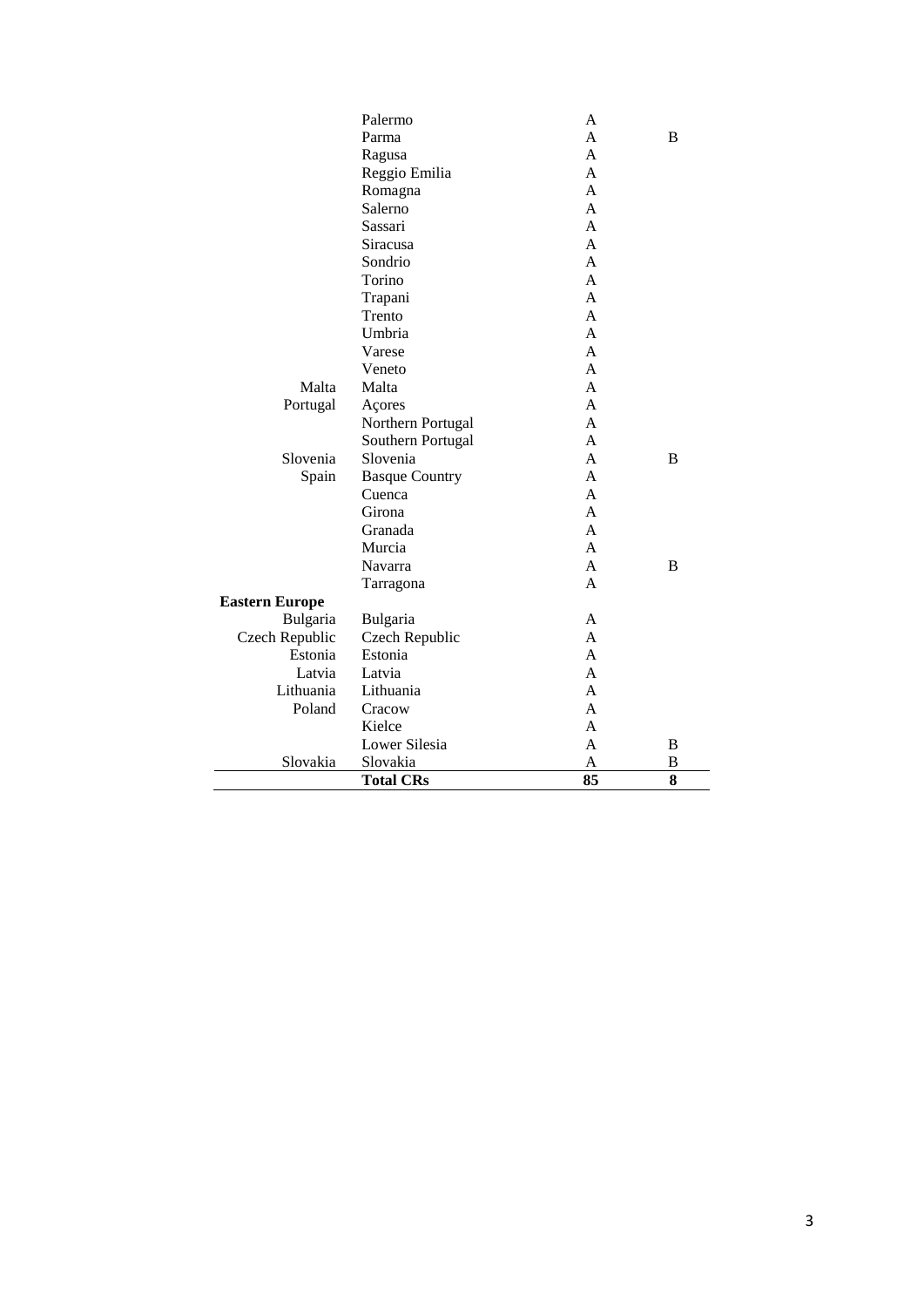| | | | |
|---|---|---|---|
| | Palermo | A | |
| | Parma | A | B |
| | Ragusa | A | |
| | Reggio Emilia | A | |
| | Romagna | A | |
| | Salerno | A | |
| | Sassari | A | |
| | Siracusa | A | |
| | Sondrio | A | |
| | Torino | A | |
| | Trapani | A | |
| | Trento | A | |
| | Umbria | A | |
| | Varese | A | |
| | Veneto | A | |
| Malta | Malta | A | |
| Portugal | Açores | A | |
| | Northern Portugal | A | |
| | Southern Portugal | A | |
| Slovenia | Slovenia | A | B |
| Spain | Basque Country | A | |
| | Cuenca | A | |
| | Girona | A | |
| | Granada | A | |
| | Murcia | A | |
| | Navarra | A | B |
| | Tarragona | A | |
| **Eastern Europe** | | | |
| Bulgaria | Bulgaria | A | |
| Czech Republic | Czech Republic | A | |
| Estonia | Estonia | A | |
| Latvia | Latvia | A | |
| Lithuania | Lithuania | A | |
| Poland | Cracow | A | |
| | Kielce | A | |
| | Lower Silesia | A | B |
| Slovakia | Slovakia | A | B |
| | **Total CRs** | **85** | **8** |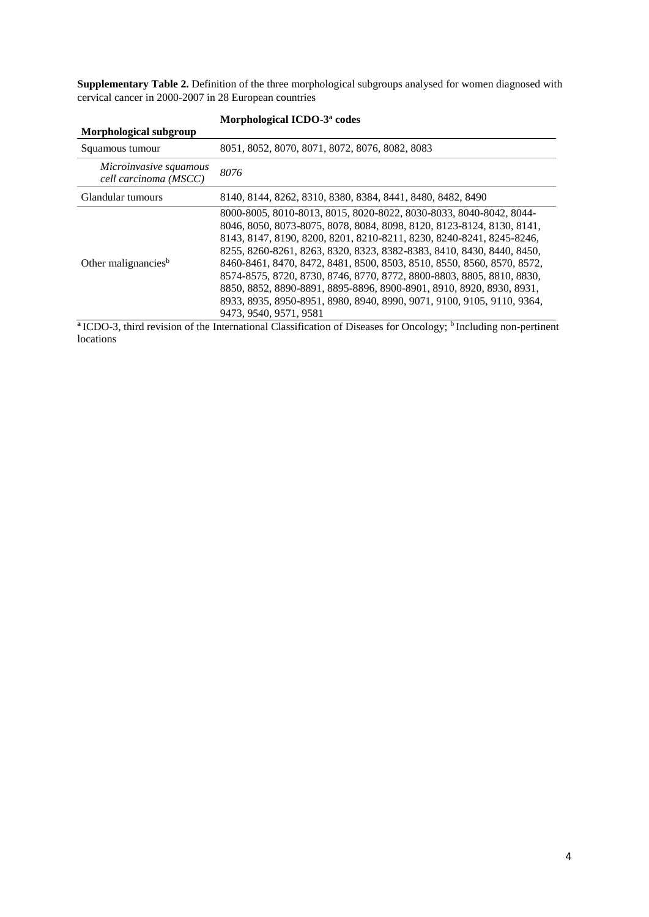**Supplementary Table 2.** Definition of the three morphological subgroups analysed for women diagnosed with cervical cancer in 2000-2007 in 28 European countries

| Morphological subgroup | Morphological ICDO-3[a] codes |
|---|---|
| Squamous tumour | 8051, 8052, 8070, 8071, 8072, 8076, 8082, 8083 |
| *Microinvasive squamous cell carcinoma (MSCC)* | *8076* |
| Glandular tumours | 8140, 8144, 8262, 8310, 8380, 8384, 8441, 8480, 8482, 8490 |
| Other malignancies[b] | 8000-8005, 8010-8013, 8015, 8020-8022, 8030-8033, 8040-8042, 8044-8046, 8050, 8073-8075, 8078, 8084, 8098, 8120, 8123-8124, 8130, 8141, 8143, 8147, 8190, 8200, 8201, 8210-8211, 8230, 8240-8241, 8245-8246, 8255, 8260-8261, 8263, 8320, 8323, 8382-8383, 8410, 8430, 8440, 8450, 8460-8461, 8470, 8472, 8481, 8500, 8503, 8510, 8550, 8560, 8570, 8572, 8574-8575, 8720, 8730, 8746, 8770, 8772, 8800-8803, 8805, 8810, 8830, 8850, 8852, 8890-8891, 8895-8896, 8900-8901, 8910, 8920, 8930, 8931, 8933, 8935, 8950-8951, 8980, 8940, 8990, 9071, 9100, 9105, 9110, 9364, 9473, 9540, 9571, 9581 |

[a] ICDO-3, third revision of the International Classification of Diseases for Oncology; [b] Including non-pertinent locations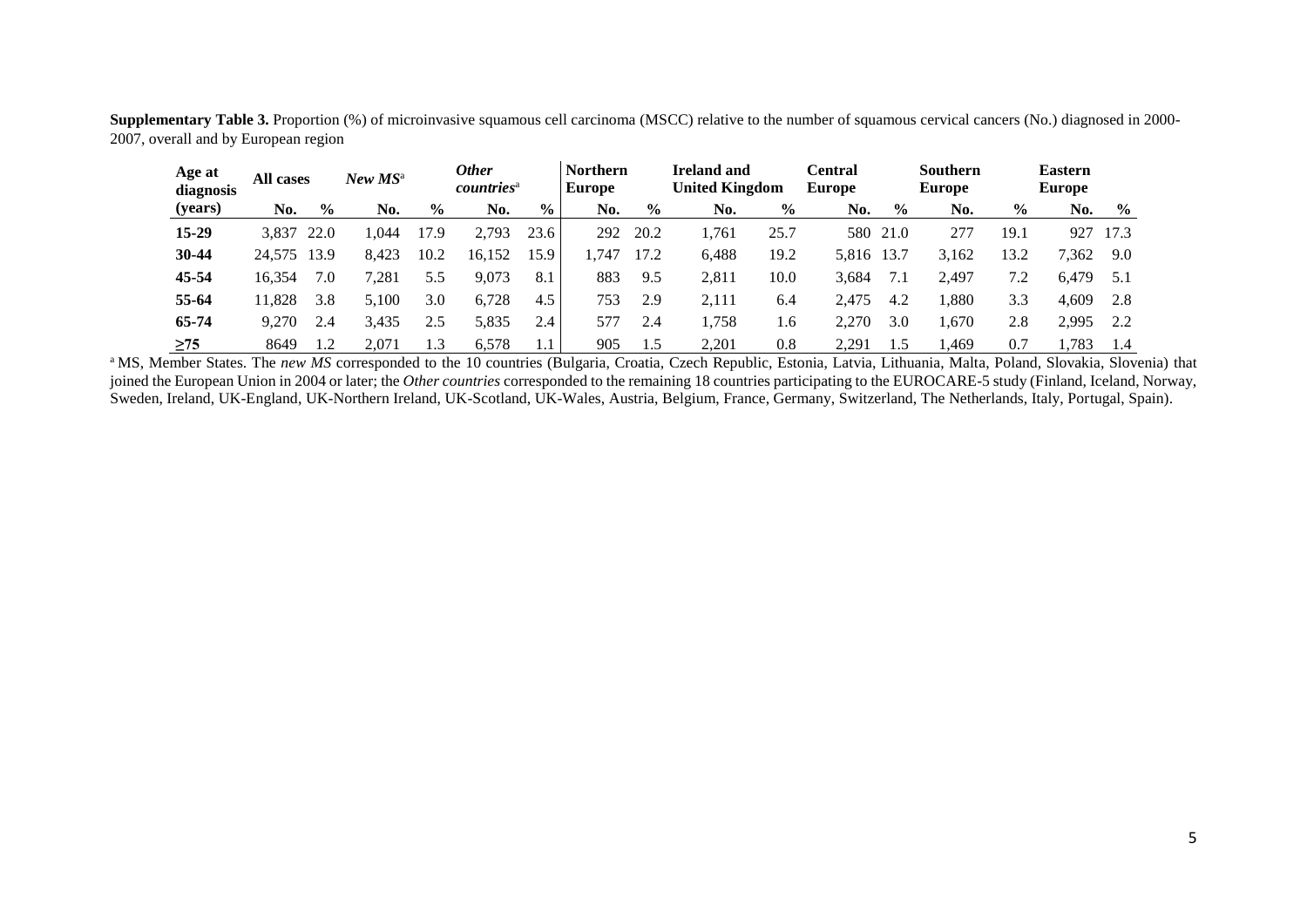**Supplementary Table 3.** Proportion (%) of microinvasive squamous cell carcinoma (MSCC) relative to the number of squamous cervical cancers (No.) diagnosed in 2000-2007, overall and by European region

| Age at diagnosis | All cases | | *New MS*[a] | | *Other countries*[a] | | Northern Europe | | Ireland and United Kingdom | | Central Europe | | Southern Europe | | Eastern Europe | |
|---|---|---|---|---|---|---|---|---|---|---|---|---|---|---|---|---|
| (years) | No. | % | No. | % | No. | % | No. | % | No. | % | No. | % | No. | % | No. | % |
| **15-29** | 3,837 | 22.0 | 1,044 | 17.9 | 2,793 | 23.6 | 292 | 20.2 | 1,761 | 25.7 | 580 | 21.0 | 277 | 19.1 | 927 | 17.3 |
| **30-44** | 24,575 | 13.9 | 8,423 | 10.2 | 16,152 | 15.9 | 1,747 | 17.2 | 6,488 | 19.2 | 5,816 | 13.7 | 3,162 | 13.2 | 7,362 | 9.0 |
| **45-54** | 16,354 | 7.0 | 7,281 | 5.5 | 9,073 | 8.1 | 883 | 9.5 | 2,811 | 10.0 | 3,684 | 7.1 | 2,497 | 7.2 | 6,479 | 5.1 |
| **55-64** | 11,828 | 3.8 | 5,100 | 3.0 | 6,728 | 4.5 | 753 | 2.9 | 2,111 | 6.4 | 2,475 | 4.2 | 1,880 | 3.3 | 4,609 | 2.8 |
| **65-74** | 9,270 | 2.4 | 3,435 | 2.5 | 5,835 | 2.4 | 577 | 2.4 | 1,758 | 1.6 | 2,270 | 3.0 | 1,670 | 2.8 | 2,995 | 2.2 |
| **≥75** | 8649 | 1.2 | 2,071 | 1.3 | 6,578 | 1.1 | 905 | 1.5 | 2,201 | 0.8 | 2,291 | 1.5 | 1,469 | 0.7 | 1,783 | 1.4 |

[a] MS, Member States. The *new MS* corresponded to the 10 countries (Bulgaria, Croatia, Czech Republic, Estonia, Latvia, Lithuania, Malta, Poland, Slovakia, Slovenia) that joined the European Union in 2004 or later; the *Other countries* corresponded to the remaining 18 countries participating to the EUROCARE-5 study (Finland, Iceland, Norway, Sweden, Ireland, UK-England, UK-Northern Ireland, UK-Scotland, UK-Wales, Austria, Belgium, France, Germany, Switzerland, The Netherlands, Italy, Portugal, Spain).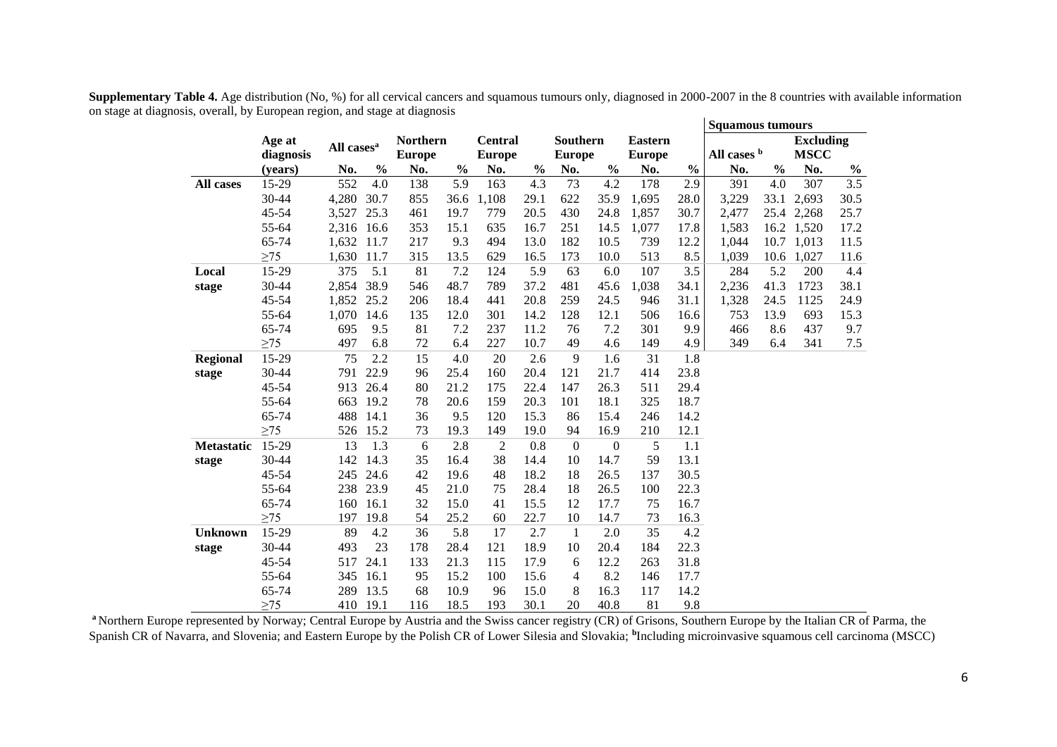**Supplementary Table 4.** Age distribution (No, %) for all cervical cancers and squamous tumours only, diagnosed in 2000-2007 in the 8 countries with available information on stage at diagnosis, overall, by European region, and stage at diagnosis

| | Age at diagnosis (years) | All cases[a] | | Northern Europe | | Central Europe | | Southern Europe | | Eastern Europe | | Squamous tumours: All cases [b] | | Squamous tumours: Excluding MSCC | |
|---|---|---|---|---|---|---|---|---|---|---|---|---|---|---|---|
| | | No. | % | No. | % | No. | % | No. | % | No. | % | No. | % | No. | % |
| **All cases** | 15-29 | 552 | 4.0 | 138 | 5.9 | 163 | 4.3 | 73 | 4.2 | 178 | 2.9 | 391 | 4.0 | 307 | 3.5 |
| | 30-44 | 4,280 | 30.7 | 855 | 36.6 | 1,108 | 29.1 | 622 | 35.9 | 1,695 | 28.0 | 3,229 | 33.1 | 2,693 | 30.5 |
| | 45-54 | 3,527 | 25.3 | 461 | 19.7 | 779 | 20.5 | 430 | 24.8 | 1,857 | 30.7 | 2,477 | 25.4 | 2,268 | 25.7 |
| | 55-64 | 2,316 | 16.6 | 353 | 15.1 | 635 | 16.7 | 251 | 14.5 | 1,077 | 17.8 | 1,583 | 16.2 | 1,520 | 17.2 |
| | 65-74 | 1,632 | 11.7 | 217 | 9.3 | 494 | 13.0 | 182 | 10.5 | 739 | 12.2 | 1,044 | 10.7 | 1,013 | 11.5 |
| | ≥75 | 1,630 | 11.7 | 315 | 13.5 | 629 | 16.5 | 173 | 10.0 | 513 | 8.5 | 1,039 | 10.6 | 1,027 | 11.6 |
| **Local stage** | 15-29 | 375 | 5.1 | 81 | 7.2 | 124 | 5.9 | 63 | 6.0 | 107 | 3.5 | 284 | 5.2 | 200 | 4.4 |
| | 30-44 | 2,854 | 38.9 | 546 | 48.7 | 789 | 37.2 | 481 | 45.6 | 1,038 | 34.1 | 2,236 | 41.3 | 1723 | 38.1 |
| | 45-54 | 1,852 | 25.2 | 206 | 18.4 | 441 | 20.8 | 259 | 24.5 | 946 | 31.1 | 1,328 | 24.5 | 1125 | 24.9 |
| | 55-64 | 1,070 | 14.6 | 135 | 12.0 | 301 | 14.2 | 128 | 12.1 | 506 | 16.6 | 753 | 13.9 | 693 | 15.3 |
| | 65-74 | 695 | 9.5 | 81 | 7.2 | 237 | 11.2 | 76 | 7.2 | 301 | 9.9 | 466 | 8.6 | 437 | 9.7 |
| | ≥75 | 497 | 6.8 | 72 | 6.4 | 227 | 10.7 | 49 | 4.6 | 149 | 4.9 | 349 | 6.4 | 341 | 7.5 |
| **Regional stage** | 15-29 | 75 | 2.2 | 15 | 4.0 | 20 | 2.6 | 9 | 1.6 | 31 | 1.8 | | | | |
| | 30-44 | 791 | 22.9 | 96 | 25.4 | 160 | 20.4 | 121 | 21.7 | 414 | 23.8 | | | | |
| | 45-54 | 913 | 26.4 | 80 | 21.2 | 175 | 22.4 | 147 | 26.3 | 511 | 29.4 | | | | |
| | 55-64 | 663 | 19.2 | 78 | 20.6 | 159 | 20.3 | 101 | 18.1 | 325 | 18.7 | | | | |
| | 65-74 | 488 | 14.1 | 36 | 9.5 | 120 | 15.3 | 86 | 15.4 | 246 | 14.2 | | | | |
| | ≥75 | 526 | 15.2 | 73 | 19.3 | 149 | 19.0 | 94 | 16.9 | 210 | 12.1 | | | | |
| **Metastatic stage** | 15-29 | 13 | 1.3 | 6 | 2.8 | 2 | 0.8 | 0 | 0 | 5 | 1.1 | | | | |
| | 30-44 | 142 | 14.3 | 35 | 16.4 | 38 | 14.4 | 10 | 14.7 | 59 | 13.1 | | | | |
| | 45-54 | 245 | 24.6 | 42 | 19.6 | 48 | 18.2 | 18 | 26.5 | 137 | 30.5 | | | | |
| | 55-64 | 238 | 23.9 | 45 | 21.0 | 75 | 28.4 | 18 | 26.5 | 100 | 22.3 | | | | |
| | 65-74 | 160 | 16.1 | 32 | 15.0 | 41 | 15.5 | 12 | 17.7 | 75 | 16.7 | | | | |
| | ≥75 | 197 | 19.8 | 54 | 25.2 | 60 | 22.7 | 10 | 14.7 | 73 | 16.3 | | | | |
| **Unknown stage** | 15-29 | 89 | 4.2 | 36 | 5.8 | 17 | 2.7 | 1 | 2.0 | 35 | 4.2 | | | | |
| | 30-44 | 493 | 23 | 178 | 28.4 | 121 | 18.9 | 10 | 20.4 | 184 | 22.3 | | | | |
| | 45-54 | 517 | 24.1 | 133 | 21.3 | 115 | 17.9 | 6 | 12.2 | 263 | 31.8 | | | | |
| | 55-64 | 345 | 16.1 | 95 | 15.2 | 100 | 15.6 | 4 | 8.2 | 146 | 17.7 | | | | |
| | 65-74 | 289 | 13.5 | 68 | 10.9 | 96 | 15.0 | 8 | 16.3 | 117 | 14.2 | | | | |
| | ≥75 | 410 | 19.1 | 116 | 18.5 | 193 | 30.1 | 20 | 40.8 | 81 | 9.8 | | | | |

[a] Northern Europe represented by Norway; Central Europe by Austria and the Swiss cancer registry (CR) of Grisons, Southern Europe by the Italian CR of Parma, the Spanish CR of Navarra, and Slovenia; and Eastern Europe by the Polish CR of Lower Silesia and Slovakia; [b] Including microinvasive squamous cell carcinoma (MSCC)